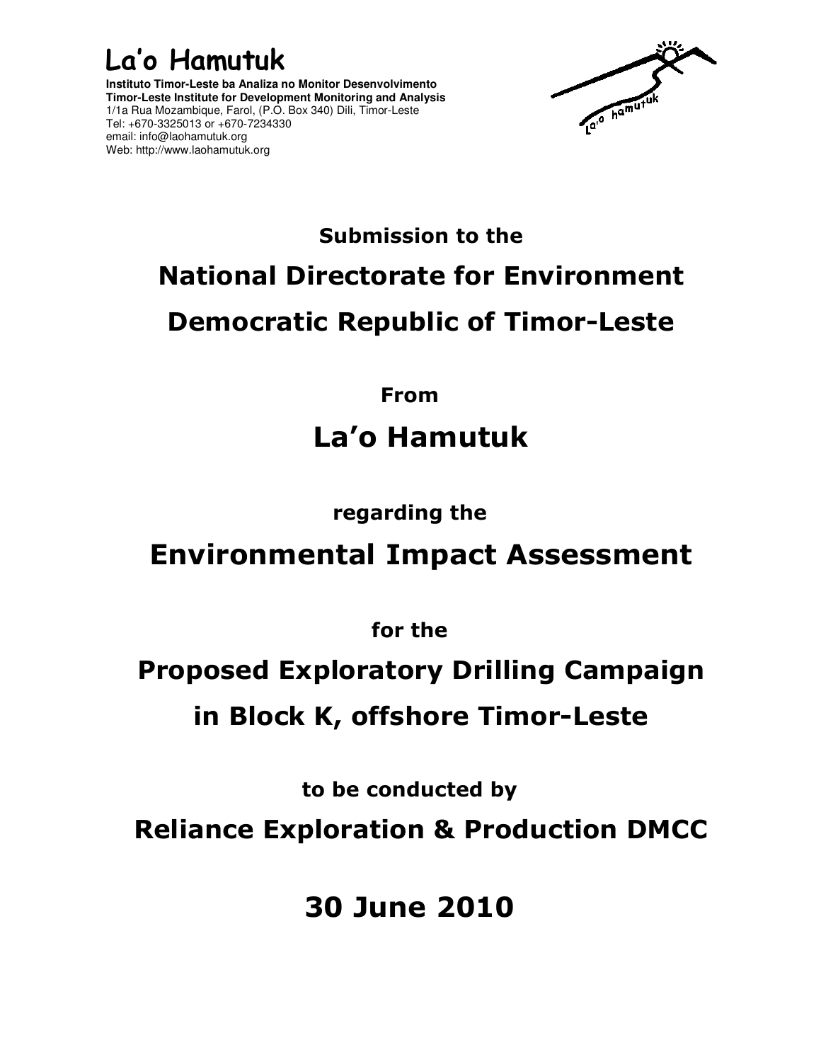# La'o Hamutuk

**Instituto Timor-Leste ba Analiza no Monitor Desenvolvimento**
**Timor-Leste Institute for Development Monitoring and Analysis**
1/1a Rua Mozambique, Farol, (P.O. Box 340) Dili, Timor-Leste
Tel: +670-3325013 or +670-7234330
email: info@laohamutuk.org
Web: http://www.laohamutuk.org

**Submission to the**

## National Directorate for Environment

## Democratic Republic of Timor-Leste

**From**

## La'o Hamutuk

**regarding the**

## Environmental Impact Assessment

**for the**

## Proposed Exploratory Drilling Campaign

## in Block K, offshore Timor-Leste

**to be conducted by**

## Reliance Exploration & Production DMCC

## 30 June 2010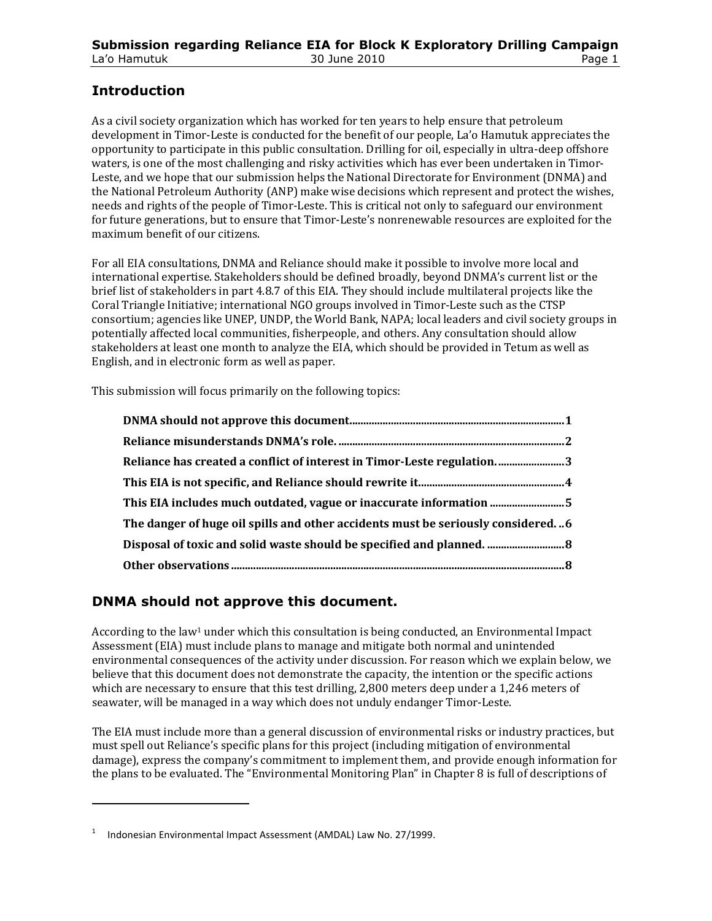## Introduction

As a civil society organization which has worked for ten years to help ensure that petroleum development in Timor-Leste is conducted for the benefit of our people, La'o Hamutuk appreciates the opportunity to participate in this public consultation. Drilling for oil, especially in ultra-deep offshore waters, is one of the most challenging and risky activities which has ever been undertaken in Timor-Leste, and we hope that our submission helps the National Directorate for Environment (DNMA) and the National Petroleum Authority (ANP) make wise decisions which represent and protect the wishes, needs and rights of the people of Timor-Leste. This is critical not only to safeguard our environment for future generations, but to ensure that Timor-Leste's nonrenewable resources are exploited for the maximum benefit of our citizens.

For all EIA consultations, DNMA and Reliance should make it possible to involve more local and international expertise. Stakeholders should be defined broadly, beyond DNMA's current list or the brief list of stakeholders in part 4.8.7 of this EIA. They should include multilateral projects like the Coral Triangle Initiative; international NGO groups involved in Timor-Leste such as the CTSP consortium; agencies like UNEP, UNDP, the World Bank, NAPA; local leaders and civil society groups in potentially affected local communities, fisherpeople, and others. Any consultation should allow stakeholders at least one month to analyze the EIA, which should be provided in Tetum as well as English, and in electronic form as well as paper.

This submission will focus primarily on the following topics:

- **DNMA should not approve this document** ... **1**
- **Reliance misunderstands DNMA's role.** ... **2**
- **Reliance has created a conflict of interest in Timor-Leste regulation.** ... **3**
- **This EIA is not specific, and Reliance should rewrite it** ... **4**
- **This EIA includes much outdated, vague or inaccurate information** ... **5**
- **The danger of huge oil spills and other accidents must be seriously considered.** ... **6**
- **Disposal of toxic and solid waste should be specified and planned.** ... **8**
- **Other observations** ... **8**

## DNMA should not approve this document.

According to the law[1] under which this consultation is being conducted, an Environmental Impact Assessment (EIA) must include plans to manage and mitigate both normal and unintended environmental consequences of the activity under discussion. For reason which we explain below, we believe that this document does not demonstrate the capacity, the intention or the specific actions which are necessary to ensure that this test drilling, 2,800 meters deep under a 1,246 meters of seawater, will be managed in a way which does not unduly endanger Timor-Leste.

The EIA must include more than a general discussion of environmental risks or industry practices, but must spell out Reliance's specific plans for this project (including mitigation of environmental damage), express the company's commitment to implement them, and provide enough information for the plans to be evaluated. The "Environmental Monitoring Plan" in Chapter 8 is full of descriptions of

---

[1] Indonesian Environmental Impact Assessment (AMDAL) Law No. 27/1999.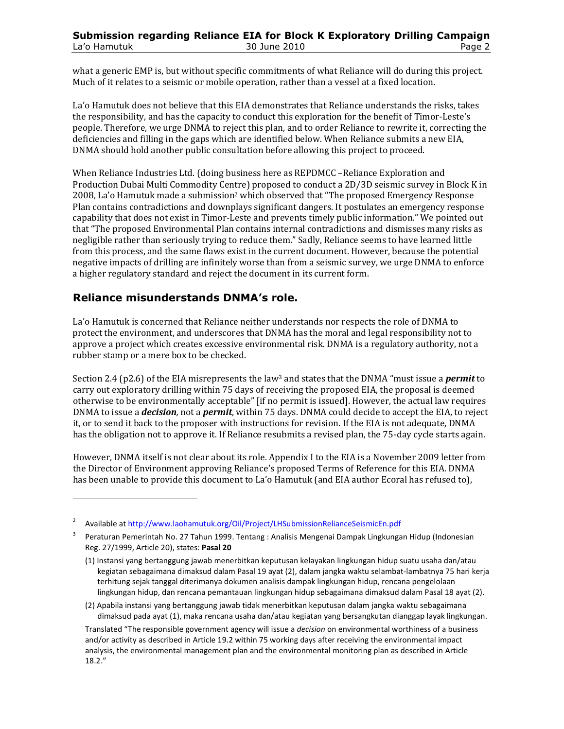what a generic EMP is, but without specific commitments of what Reliance will do during this project. Much of it relates to a seismic or mobile operation, rather than a vessel at a fixed location.

La'o Hamutuk does not believe that this EIA demonstrates that Reliance understands the risks, takes the responsibility, and has the capacity to conduct this exploration for the benefit of Timor-Leste's people. Therefore, we urge DNMA to reject this plan, and to order Reliance to rewrite it, correcting the deficiencies and filling in the gaps which are identified below. When Reliance submits a new EIA, DNMA should hold another public consultation before allowing this project to proceed.

When Reliance Industries Ltd. (doing business here as REPDMCC –Reliance Exploration and Production Dubai Multi Commodity Centre) proposed to conduct a 2D/3D seismic survey in Block K in 2008, La'o Hamutuk made a submission[2] which observed that "The proposed Emergency Response Plan contains contradictions and downplays significant dangers. It postulates an emergency response capability that does not exist in Timor-Leste and prevents timely public information." We pointed out that "The proposed Environmental Plan contains internal contradictions and dismisses many risks as negligible rather than seriously trying to reduce them." Sadly, Reliance seems to have learned little from this process, and the same flaws exist in the current document. However, because the potential negative impacts of drilling are infinitely worse than from a seismic survey, we urge DNMA to enforce a higher regulatory standard and reject the document in its current form.

## Reliance misunderstands DNMA's role.

La'o Hamutuk is concerned that Reliance neither understands nor respects the role of DNMA to protect the environment, and underscores that DNMA has the moral and legal responsibility not to approve a project which creates excessive environmental risk. DNMA is a regulatory authority, not a rubber stamp or a mere box to be checked.

Section 2.4 (p2.6) of the EIA misrepresents the law[3] and states that the DNMA "must issue a ***permit*** to carry out exploratory drilling within 75 days of receiving the proposed EIA, the proposal is deemed otherwise to be environmentally acceptable" [if no permit is issued]. However, the actual law requires DNMA to issue a ***decision***, not a ***permit***, within 75 days. DNMA could decide to accept the EIA, to reject it, or to send it back to the proposer with instructions for revision. If the EIA is not adequate, DNMA has the obligation not to approve it. If Reliance resubmits a revised plan, the 75-day cycle starts again.

However, DNMA itself is not clear about its role. Appendix I to the EIA is a November 2009 letter from the Director of Environment approving Reliance's proposed Terms of Reference for this EIA. DNMA has been unable to provide this document to La'o Hamutuk (and EIA author Ecoral has refused to),

---

[2] Available at http://www.laohamutuk.org/Oil/Project/LHSubmissionRelianceSeismicEn.pdf

[3] Peraturan Pemerintah No. 27 Tahun 1999. Tentang : Analisis Mengenai Dampak Lingkungan Hidup (Indonesian Reg. 27/1999, Article 20), states: **Pasal 20**

(1) Instansi yang bertanggung jawab menerbitkan keputusan kelayakan lingkungan hidup suatu usaha dan/atau kegiatan sebagaimana dimaksud dalam Pasal 19 ayat (2), dalam jangka waktu selambat-lambatnya 75 hari kerja terhitung sejak tanggal diterimanya dokumen analisis dampak lingkungan hidup, rencana pengelolaan lingkungan hidup, dan rencana pemantauan lingkungan hidup sebagaimana dimaksud dalam Pasal 18 ayat (2).

(2) Apabila instansi yang bertanggung jawab tidak menerbitkan keputusan dalam jangka waktu sebagaimana dimaksud pada ayat (1), maka rencana usaha dan/atau kegiatan yang bersangkutan dianggap layak lingkungan.

Translated "The responsible government agency will issue a *decision* on environmental worthiness of a business and/or activity as described in Article 19.2 within 75 working days after receiving the environmental impact analysis, the environmental management plan and the environmental monitoring plan as described in Article 18.2."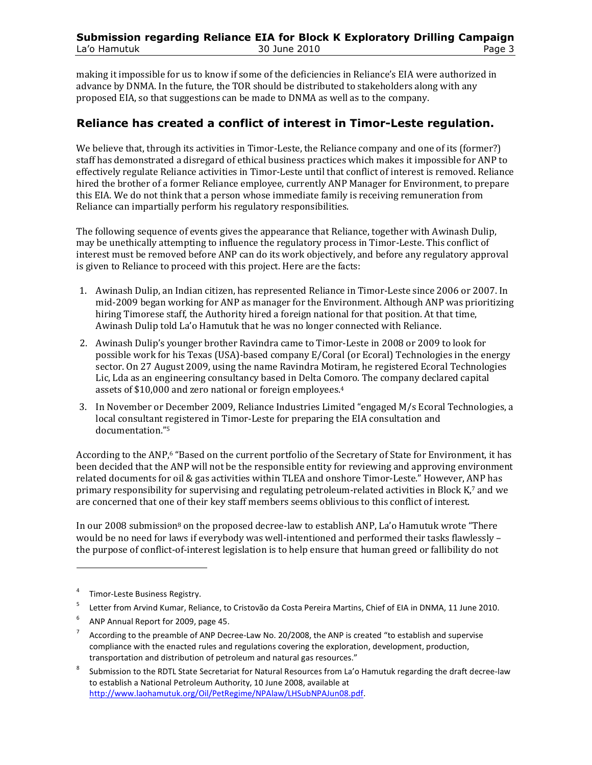making it impossible for us to know if some of the deficiencies in Reliance's EIA were authorized in advance by DNMA. In the future, the TOR should be distributed to stakeholders along with any proposed EIA, so that suggestions can be made to DNMA as well as to the company.

## Reliance has created a conflict of interest in Timor-Leste regulation.

We believe that, through its activities in Timor-Leste, the Reliance company and one of its (former?) staff has demonstrated a disregard of ethical business practices which makes it impossible for ANP to effectively regulate Reliance activities in Timor-Leste until that conflict of interest is removed. Reliance hired the brother of a former Reliance employee, currently ANP Manager for Environment, to prepare this EIA. We do not think that a person whose immediate family is receiving remuneration from Reliance can impartially perform his regulatory responsibilities.

The following sequence of events gives the appearance that Reliance, together with Awinash Dulip, may be unethically attempting to influence the regulatory process in Timor-Leste. This conflict of interest must be removed before ANP can do its work objectively, and before any regulatory approval is given to Reliance to proceed with this project. Here are the facts:

1. Awinash Dulip, an Indian citizen, has represented Reliance in Timor-Leste since 2006 or 2007. In mid-2009 began working for ANP as manager for the Environment. Although ANP was prioritizing hiring Timorese staff, the Authority hired a foreign national for that position. At that time, Awinash Dulip told La'o Hamutuk that he was no longer connected with Reliance.
2. Awinash Dulip's younger brother Ravindra came to Timor-Leste in 2008 or 2009 to look for possible work for his Texas (USA)-based company E/Coral (or Ecoral) Technologies in the energy sector. On 27 August 2009, using the name Ravindra Motiram, he registered Ecoral Technologies Lic, Lda as an engineering consultancy based in Delta Comoro. The company declared capital assets of $10,000 and zero national or foreign employees.[4]
3. In November or December 2009, Reliance Industries Limited "engaged M/s Ecoral Technologies, a local consultant registered in Timor-Leste for preparing the EIA consultation and documentation."[5]

According to the ANP,[6] "Based on the current portfolio of the Secretary of State for Environment, it has been decided that the ANP will not be the responsible entity for reviewing and approving environment related documents for oil & gas activities within TLEA and onshore Timor-Leste." However, ANP has primary responsibility for supervising and regulating petroleum-related activities in Block K,[7] and we are concerned that one of their key staff members seems oblivious to this conflict of interest.

In our 2008 submission[8] on the proposed decree-law to establish ANP, La'o Hamutuk wrote "There would be no need for laws if everybody was well-intentioned and performed their tasks flawlessly – the purpose of conflict-of-interest legislation is to help ensure that human greed or fallibility do not

---

[4] Timor-Leste Business Registry.

[5] Letter from Arvind Kumar, Reliance, to Cristovão da Costa Pereira Martins, Chief of EIA in DNMA, 11 June 2010.

[6] ANP Annual Report for 2009, page 45.

[7] According to the preamble of ANP Decree-Law No. 20/2008, the ANP is created "to establish and supervise compliance with the enacted rules and regulations covering the exploration, development, production, transportation and distribution of petroleum and natural gas resources."

[8] Submission to the RDTL State Secretariat for Natural Resources from La'o Hamutuk regarding the draft decree-law to establish a National Petroleum Authority, 10 June 2008, available at http://www.laohamutuk.org/Oil/PetRegime/NPAlaw/LHSubNPAJun08.pdf.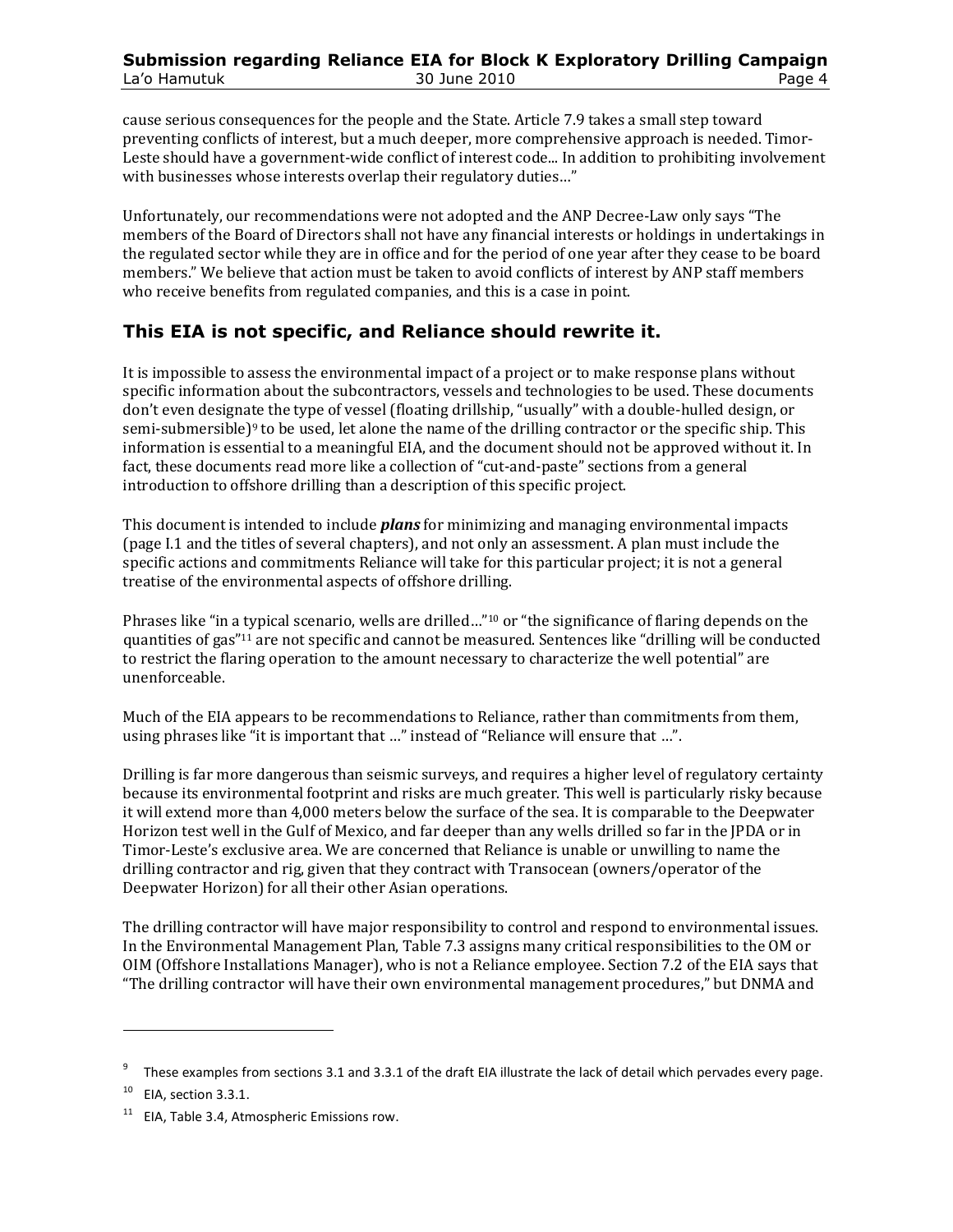cause serious consequences for the people and the State. Article 7.9 takes a small step toward preventing conflicts of interest, but a much deeper, more comprehensive approach is needed. Timor-Leste should have a government-wide conflict of interest code... In addition to prohibiting involvement with businesses whose interests overlap their regulatory duties…"

Unfortunately, our recommendations were not adopted and the ANP Decree-Law only says "The members of the Board of Directors shall not have any financial interests or holdings in undertakings in the regulated sector while they are in office and for the period of one year after they cease to be board members." We believe that action must be taken to avoid conflicts of interest by ANP staff members who receive benefits from regulated companies, and this is a case in point.

## This EIA is not specific, and Reliance should rewrite it.

It is impossible to assess the environmental impact of a project or to make response plans without specific information about the subcontractors, vessels and technologies to be used. These documents don't even designate the type of vessel (floating drillship, "usually" with a double-hulled design, or semi-submersible)[9] to be used, let alone the name of the drilling contractor or the specific ship. This information is essential to a meaningful EIA, and the document should not be approved without it. In fact, these documents read more like a collection of "cut-and-paste" sections from a general introduction to offshore drilling than a description of this specific project.

This document is intended to include ***plans*** for minimizing and managing environmental impacts (page I.1 and the titles of several chapters), and not only an assessment. A plan must include the specific actions and commitments Reliance will take for this particular project; it is not a general treatise of the environmental aspects of offshore drilling.

Phrases like "in a typical scenario, wells are drilled…"[10] or "the significance of flaring depends on the quantities of gas"[11] are not specific and cannot be measured. Sentences like "drilling will be conducted to restrict the flaring operation to the amount necessary to characterize the well potential" are unenforceable.

Much of the EIA appears to be recommendations to Reliance, rather than commitments from them, using phrases like "it is important that …" instead of "Reliance will ensure that …".

Drilling is far more dangerous than seismic surveys, and requires a higher level of regulatory certainty because its environmental footprint and risks are much greater. This well is particularly risky because it will extend more than 4,000 meters below the surface of the sea. It is comparable to the Deepwater Horizon test well in the Gulf of Mexico, and far deeper than any wells drilled so far in the JPDA or in Timor-Leste's exclusive area. We are concerned that Reliance is unable or unwilling to name the drilling contractor and rig, given that they contract with Transocean (owners/operator of the Deepwater Horizon) for all their other Asian operations.

The drilling contractor will have major responsibility to control and respond to environmental issues. In the Environmental Management Plan, Table 7.3 assigns many critical responsibilities to the OM or OIM (Offshore Installations Manager), who is not a Reliance employee. Section 7.2 of the EIA says that "The drilling contractor will have their own environmental management procedures," but DNMA and

---

[9] These examples from sections 3.1 and 3.3.1 of the draft EIA illustrate the lack of detail which pervades every page.

[10] EIA, section 3.3.1.

[11] EIA, Table 3.4, Atmospheric Emissions row.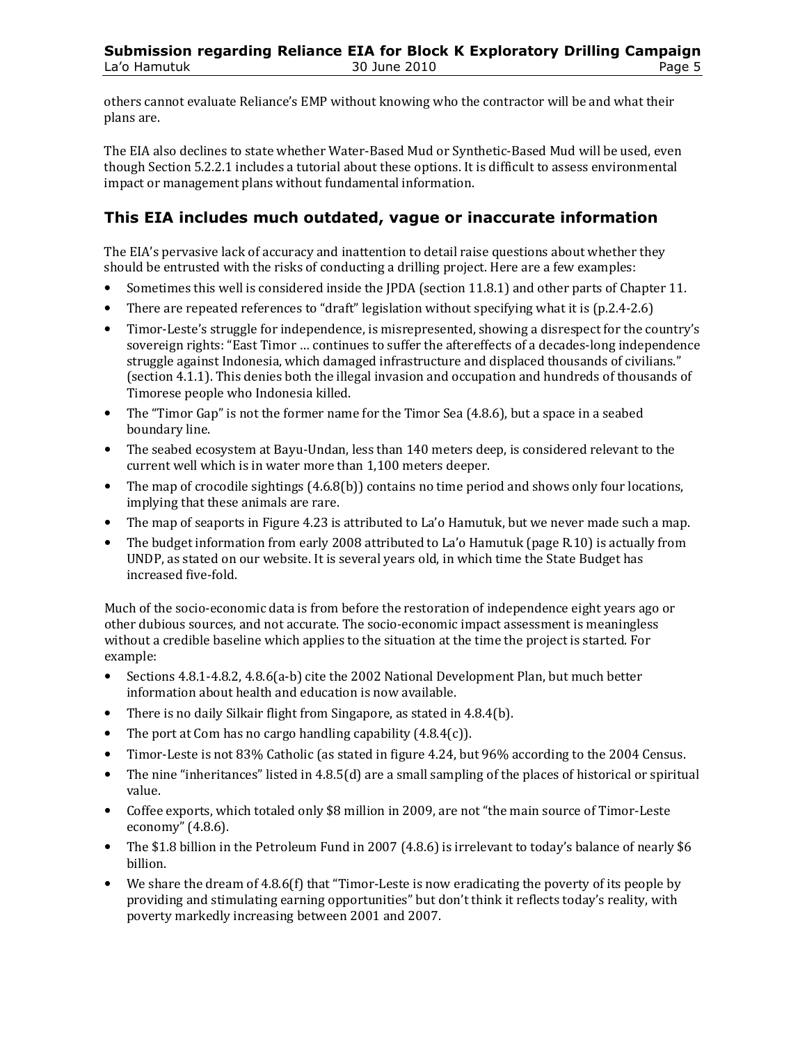others cannot evaluate Reliance's EMP without knowing who the contractor will be and what their plans are.

The EIA also declines to state whether Water-Based Mud or Synthetic-Based Mud will be used, even though Section 5.2.2.1 includes a tutorial about these options. It is difficult to assess environmental impact or management plans without fundamental information.

## This EIA includes much outdated, vague or inaccurate information

The EIA's pervasive lack of accuracy and inattention to detail raise questions about whether they should be entrusted with the risks of conducting a drilling project. Here are a few examples:

- Sometimes this well is considered inside the JPDA (section 11.8.1) and other parts of Chapter 11.
- There are repeated references to "draft" legislation without specifying what it is (p.2.4-2.6)
- Timor-Leste's struggle for independence, is misrepresented, showing a disrespect for the country's sovereign rights: "East Timor … continues to suffer the aftereffects of a decades-long independence struggle against Indonesia, which damaged infrastructure and displaced thousands of civilians." (section 4.1.1). This denies both the illegal invasion and occupation and hundreds of thousands of Timorese people who Indonesia killed.
- The "Timor Gap" is not the former name for the Timor Sea (4.8.6), but a space in a seabed boundary line.
- The seabed ecosystem at Bayu-Undan, less than 140 meters deep, is considered relevant to the current well which is in water more than 1,100 meters deeper.
- The map of crocodile sightings (4.6.8(b)) contains no time period and shows only four locations, implying that these animals are rare.
- The map of seaports in Figure 4.23 is attributed to La'o Hamutuk, but we never made such a map.
- The budget information from early 2008 attributed to La'o Hamutuk (page R.10) is actually from UNDP, as stated on our website. It is several years old, in which time the State Budget has increased five-fold.

Much of the socio-economic data is from before the restoration of independence eight years ago or other dubious sources, and not accurate. The socio-economic impact assessment is meaningless without a credible baseline which applies to the situation at the time the project is started. For example:

- Sections 4.8.1-4.8.2, 4.8.6(a-b) cite the 2002 National Development Plan, but much better information about health and education is now available.
- There is no daily Silkair flight from Singapore, as stated in 4.8.4(b).
- The port at Com has no cargo handling capability (4.8.4(c)).
- Timor-Leste is not 83% Catholic (as stated in figure 4.24, but 96% according to the 2004 Census.
- The nine "inheritances" listed in 4.8.5(d) are a small sampling of the places of historical or spiritual value.
- Coffee exports, which totaled only $8 million in 2009, are not "the main source of Timor-Leste economy" (4.8.6).
- The $1.8 billion in the Petroleum Fund in 2007 (4.8.6) is irrelevant to today's balance of nearly $6 billion.
- We share the dream of 4.8.6(f) that "Timor-Leste is now eradicating the poverty of its people by providing and stimulating earning opportunities" but don't think it reflects today's reality, with poverty markedly increasing between 2001 and 2007.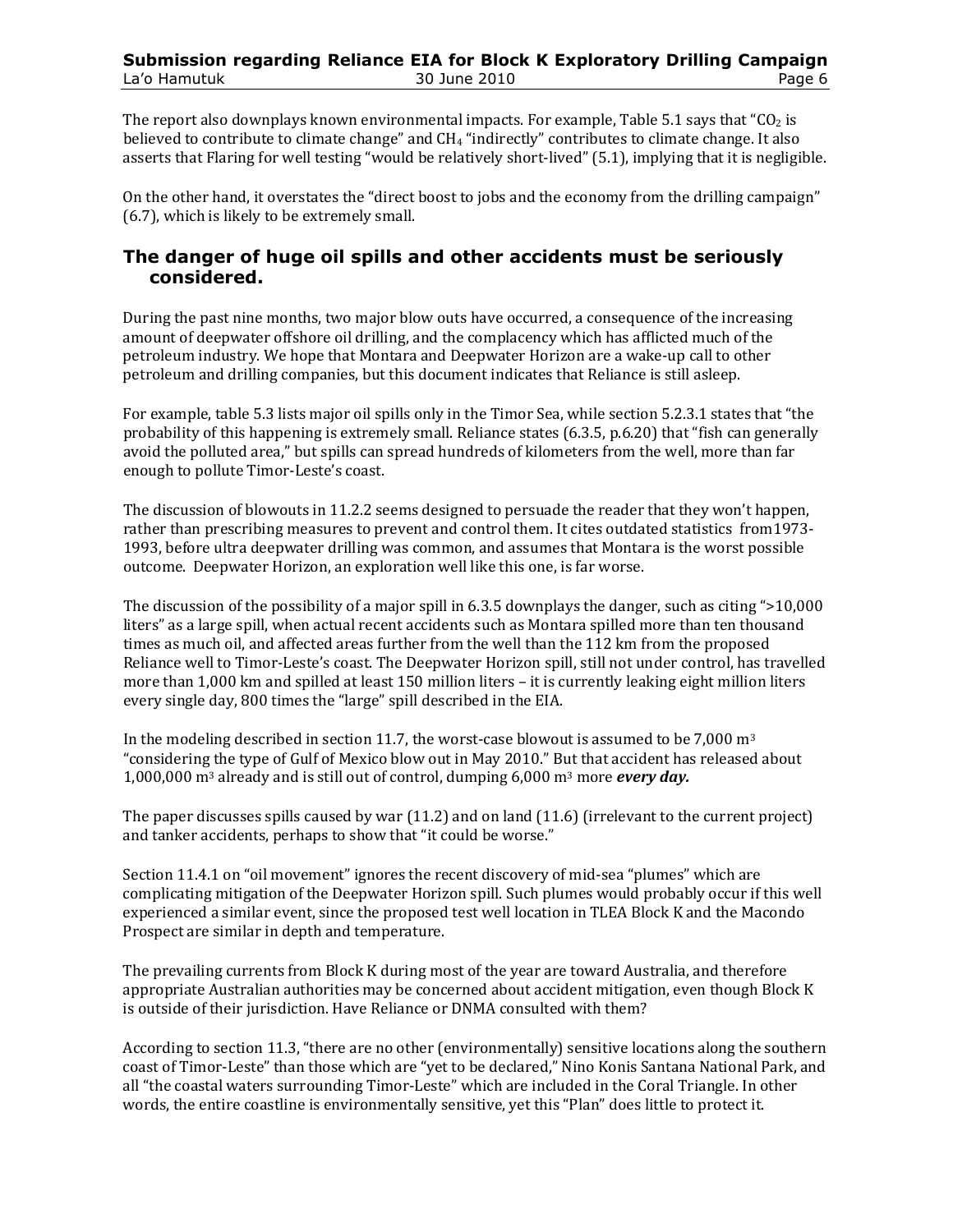The report also downplays known environmental impacts. For example, Table 5.1 says that "$CO_2$ is believed to contribute to climate change" and $CH_4$ "indirectly" contributes to climate change. It also asserts that Flaring for well testing "would be relatively short-lived" (5.1), implying that it is negligible.

On the other hand, it overstates the "direct boost to jobs and the economy from the drilling campaign" (6.7), which is likely to be extremely small.

## The danger of huge oil spills and other accidents must be seriously considered.

During the past nine months, two major blow outs have occurred, a consequence of the increasing amount of deepwater offshore oil drilling, and the complacency which has afflicted much of the petroleum industry. We hope that Montara and Deepwater Horizon are a wake-up call to other petroleum and drilling companies, but this document indicates that Reliance is still asleep.

For example, table 5.3 lists major oil spills only in the Timor Sea, while section 5.2.3.1 states that "the probability of this happening is extremely small. Reliance states (6.3.5, p.6.20) that "fish can generally avoid the polluted area," but spills can spread hundreds of kilometers from the well, more than far enough to pollute Timor-Leste's coast.

The discussion of blowouts in 11.2.2 seems designed to persuade the reader that they won't happen, rather than prescribing measures to prevent and control them. It cites outdated statistics from1973-1993, before ultra deepwater drilling was common, and assumes that Montara is the worst possible outcome. Deepwater Horizon, an exploration well like this one, is far worse.

The discussion of the possibility of a major spill in 6.3.5 downplays the danger, such as citing ">10,000 liters" as a large spill, when actual recent accidents such as Montara spilled more than ten thousand times as much oil, and affected areas further from the well than the 112 km from the proposed Reliance well to Timor-Leste's coast. The Deepwater Horizon spill, still not under control, has travelled more than 1,000 km and spilled at least 150 million liters – it is currently leaking eight million liters every single day, 800 times the "large" spill described in the EIA.

In the modeling described in section 11.7, the worst-case blowout is assumed to be 7,000 $m^3$ "considering the type of Gulf of Mexico blow out in May 2010." But that accident has released about 1,000,000 $m^3$ already and is still out of control, dumping 6,000 $m^3$ more ***every day.***

The paper discusses spills caused by war (11.2) and on land (11.6) (irrelevant to the current project) and tanker accidents, perhaps to show that "it could be worse."

Section 11.4.1 on "oil movement" ignores the recent discovery of mid-sea "plumes" which are complicating mitigation of the Deepwater Horizon spill. Such plumes would probably occur if this well experienced a similar event, since the proposed test well location in TLEA Block K and the Macondo Prospect are similar in depth and temperature.

The prevailing currents from Block K during most of the year are toward Australia, and therefore appropriate Australian authorities may be concerned about accident mitigation, even though Block K is outside of their jurisdiction. Have Reliance or DNMA consulted with them?

According to section 11.3, "there are no other (environmentally) sensitive locations along the southern coast of Timor-Leste" than those which are "yet to be declared," Nino Konis Santana National Park, and all "the coastal waters surrounding Timor-Leste" which are included in the Coral Triangle. In other words, the entire coastline is environmentally sensitive, yet this "Plan" does little to protect it.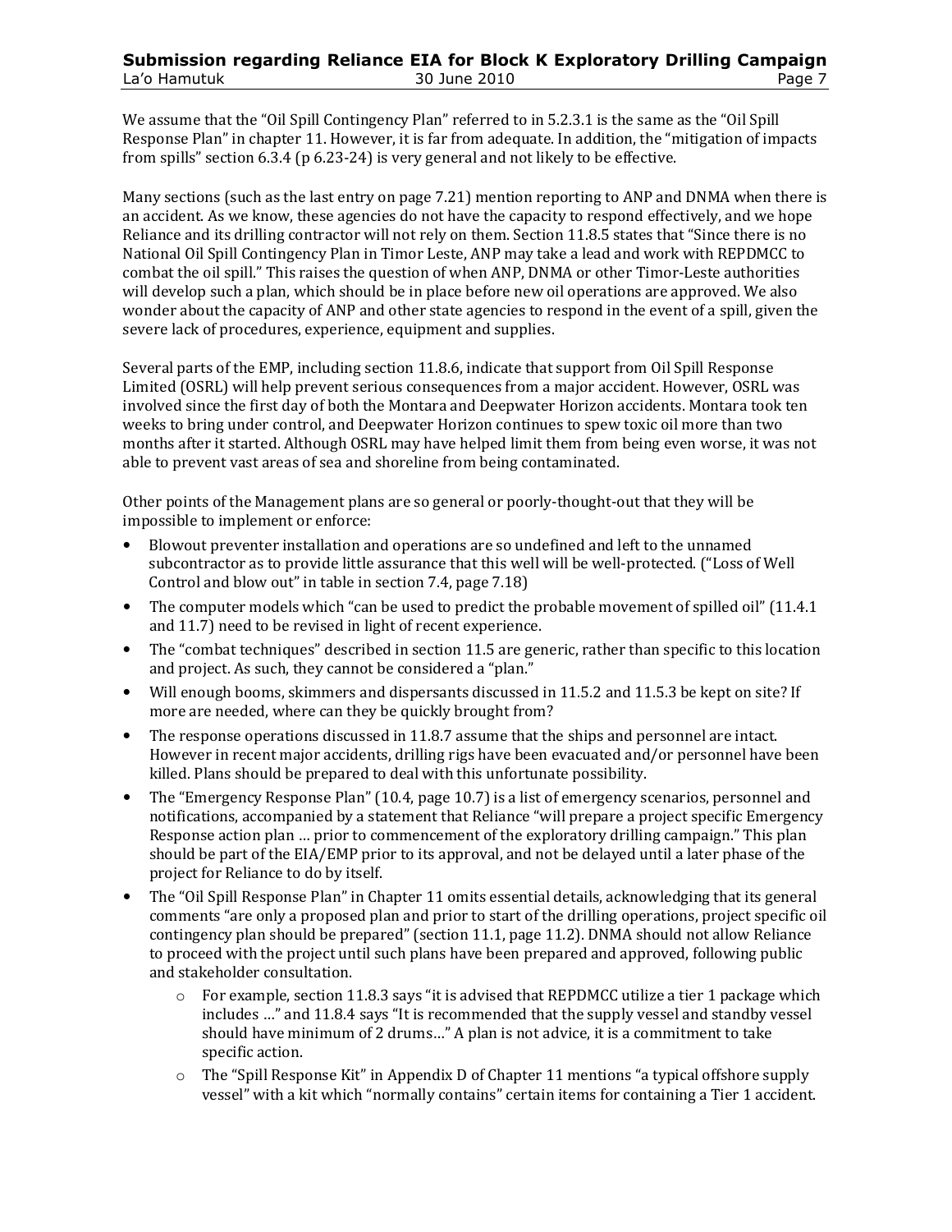We assume that the "Oil Spill Contingency Plan" referred to in 5.2.3.1 is the same as the "Oil Spill Response Plan" in chapter 11. However, it is far from adequate. In addition, the "mitigation of impacts from spills" section 6.3.4 (p 6.23-24) is very general and not likely to be effective.

Many sections (such as the last entry on page 7.21) mention reporting to ANP and DNMA when there is an accident. As we know, these agencies do not have the capacity to respond effectively, and we hope Reliance and its drilling contractor will not rely on them. Section 11.8.5 states that "Since there is no National Oil Spill Contingency Plan in Timor Leste, ANP may take a lead and work with REPDMCC to combat the oil spill." This raises the question of when ANP, DNMA or other Timor-Leste authorities will develop such a plan, which should be in place before new oil operations are approved. We also wonder about the capacity of ANP and other state agencies to respond in the event of a spill, given the severe lack of procedures, experience, equipment and supplies.

Several parts of the EMP, including section 11.8.6, indicate that support from Oil Spill Response Limited (OSRL) will help prevent serious consequences from a major accident. However, OSRL was involved since the first day of both the Montara and Deepwater Horizon accidents. Montara took ten weeks to bring under control, and Deepwater Horizon continues to spew toxic oil more than two months after it started. Although OSRL may have helped limit them from being even worse, it was not able to prevent vast areas of sea and shoreline from being contaminated.

Other points of the Management plans are so general or poorly-thought-out that they will be impossible to implement or enforce:

- Blowout preventer installation and operations are so undefined and left to the unnamed subcontractor as to provide little assurance that this well will be well-protected. ("Loss of Well Control and blow out" in table in section 7.4, page 7.18)
- The computer models which "can be used to predict the probable movement of spilled oil" (11.4.1 and 11.7) need to be revised in light of recent experience.
- The "combat techniques" described in section 11.5 are generic, rather than specific to this location and project. As such, they cannot be considered a "plan."
- Will enough booms, skimmers and dispersants discussed in 11.5.2 and 11.5.3 be kept on site? If more are needed, where can they be quickly brought from?
- The response operations discussed in 11.8.7 assume that the ships and personnel are intact. However in recent major accidents, drilling rigs have been evacuated and/or personnel have been killed. Plans should be prepared to deal with this unfortunate possibility.
- The "Emergency Response Plan" (10.4, page 10.7) is a list of emergency scenarios, personnel and notifications, accompanied by a statement that Reliance "will prepare a project specific Emergency Response action plan … prior to commencement of the exploratory drilling campaign." This plan should be part of the EIA/EMP prior to its approval, and not be delayed until a later phase of the project for Reliance to do by itself.
- The "Oil Spill Response Plan" in Chapter 11 omits essential details, acknowledging that its general comments "are only a proposed plan and prior to start of the drilling operations, project specific oil contingency plan should be prepared" (section 11.1, page 11.2). DNMA should not allow Reliance to proceed with the project until such plans have been prepared and approved, following public and stakeholder consultation.
    - For example, section 11.8.3 says "it is advised that REPDMCC utilize a tier 1 package which includes …" and 11.8.4 says "It is recommended that the supply vessel and standby vessel should have minimum of 2 drums…" A plan is not advice, it is a commitment to take specific action.
    - The "Spill Response Kit" in Appendix D of Chapter 11 mentions "a typical offshore supply vessel" with a kit which "normally contains" certain items for containing a Tier 1 accident.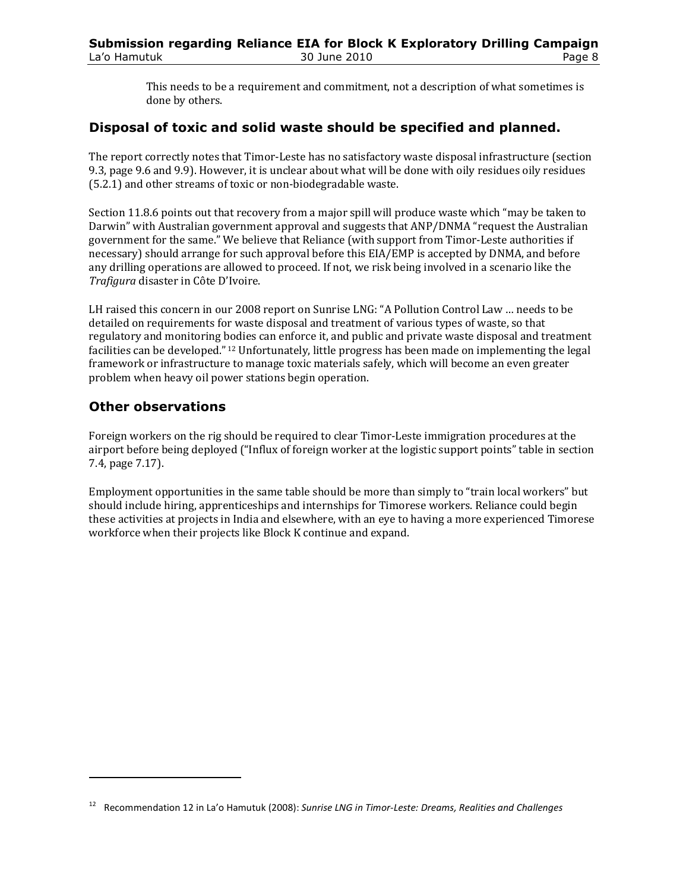This needs to be a requirement and commitment, not a description of what sometimes is done by others.

## Disposal of toxic and solid waste should be specified and planned.

The report correctly notes that Timor-Leste has no satisfactory waste disposal infrastructure (section 9.3, page 9.6 and 9.9). However, it is unclear about what will be done with oily residues oily residues (5.2.1) and other streams of toxic or non-biodegradable waste.

Section 11.8.6 points out that recovery from a major spill will produce waste which "may be taken to Darwin" with Australian government approval and suggests that ANP/DNMA "request the Australian government for the same." We believe that Reliance (with support from Timor-Leste authorities if necessary) should arrange for such approval before this EIA/EMP is accepted by DNMA, and before any drilling operations are allowed to proceed. If not, we risk being involved in a scenario like the *Trafigura* disaster in Côte D'Ivoire.

LH raised this concern in our 2008 report on Sunrise LNG: "A Pollution Control Law … needs to be detailed on requirements for waste disposal and treatment of various types of waste, so that regulatory and monitoring bodies can enforce it, and public and private waste disposal and treatment facilities can be developed."[12] Unfortunately, little progress has been made on implementing the legal framework or infrastructure to manage toxic materials safely, which will become an even greater problem when heavy oil power stations begin operation.

## Other observations

Foreign workers on the rig should be required to clear Timor-Leste immigration procedures at the airport before being deployed ("Influx of foreign worker at the logistic support points" table in section 7.4, page 7.17).

Employment opportunities in the same table should be more than simply to "train local workers" but should include hiring, apprenticeships and internships for Timorese workers. Reliance could begin these activities at projects in India and elsewhere, with an eye to having a more experienced Timorese workforce when their projects like Block K continue and expand.

---

[12] Recommendation 12 in La'o Hamutuk (2008): *Sunrise LNG in Timor-Leste: Dreams, Realities and Challenges*